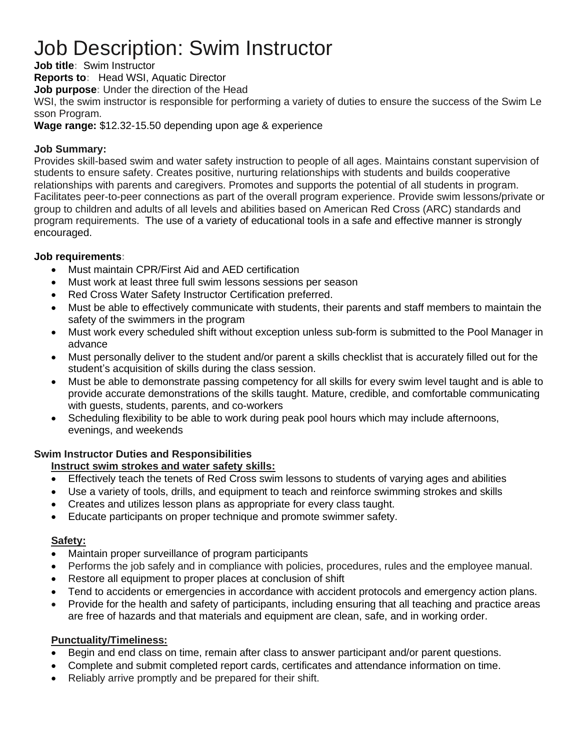# Job Description: Swim Instructor

**Job title**: Swim Instructor

**Reports to**: Head WSI, Aquatic Director

**Job purpose**: Under the direction of the Head WSI, the swim instructor is responsible for performing a variety of duties to ensure the success of the Swim Lesson Program.

**Wage range:** $12.32-15.50 depending upon age & experience

**Job Summary:**

Provides skill-based swim and water safety instruction to people of all ages. Maintains constant supervision of students to ensure safety. Creates positive, nurturing relationships with students and builds cooperative relationships with parents and caregivers. Promotes and supports the potential of all students in program. Facilitates peer-to-peer connections as part of the overall program experience. Provide swim lessons/private or group to children and adults of all levels and abilities based on American Red Cross (ARC) standards and program requirements. The use of a variety of educational tools in a safe and effective manner is strongly encouraged.

**Job requirements**:

- Must maintain CPR/First Aid and AED certification
- Must work at least three full swim lessons sessions per season
- Red Cross Water Safety Instructor Certification preferred.
- Must be able to effectively communicate with students, their parents and staff members to maintain the safety of the swimmers in the program
- Must work every scheduled shift without exception unless sub-form is submitted to the Pool Manager in advance
- Must personally deliver to the student and/or parent a skills checklist that is accurately filled out for the student's acquisition of skills during the class session.
- Must be able to demonstrate passing competency for all skills for every swim level taught and is able to provide accurate demonstrations of the skills taught. Mature, credible, and comfortable communicating with guests, students, parents, and co-workers
- Scheduling flexibility to be able to work during peak pool hours which may include afternoons, evenings, and weekends

**Swim Instructor Duties and Responsibilities**

**<u>Instruct swim strokes and water safety skills:</u>**

- Effectively teach the tenets of Red Cross swim lessons to students of varying ages and abilities
- Use a variety of tools, drills, and equipment to teach and reinforce swimming strokes and skills
- Creates and utilizes lesson plans as appropriate for every class taught.
- Educate participants on proper technique and promote swimmer safety.

**<u>Safety:</u>**

- Maintain proper surveillance of program participants
- Performs the job safely and in compliance with policies, procedures, rules and the employee manual.
- Restore all equipment to proper places at conclusion of shift
- Tend to accidents or emergencies in accordance with accident protocols and emergency action plans.
- Provide for the health and safety of participants, including ensuring that all teaching and practice areas are free of hazards and that materials and equipment are clean, safe, and in working order.

**<u>Punctuality/Timeliness:</u>**

- Begin and end class on time, remain after class to answer participant and/or parent questions.
- Complete and submit completed report cards, certificates and attendance information on time.
- Reliably arrive promptly and be prepared for their shift.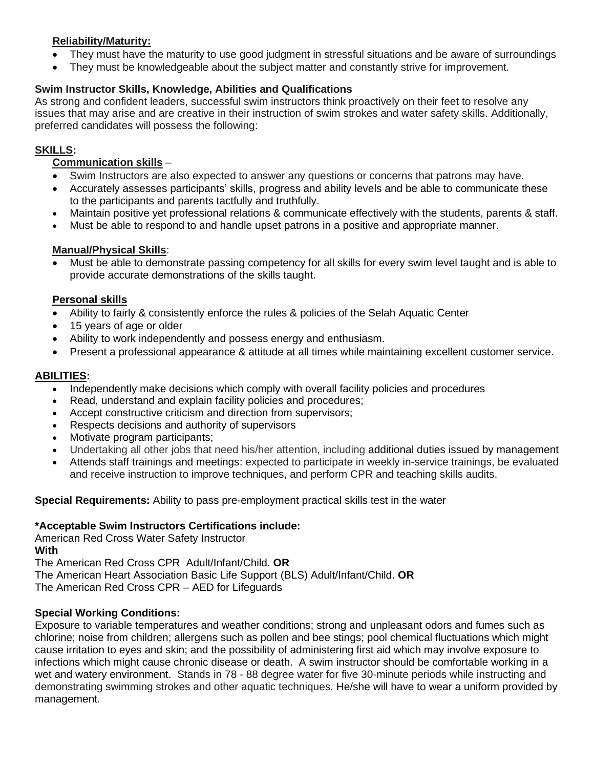**Reliability/Maturity:**

- They must have the maturity to use good judgment in stressful situations and be aware of surroundings
- They must be knowledgeable about the subject matter and constantly strive for improvement.

**Swim Instructor Skills, Knowledge, Abilities and Qualifications**

As strong and confident leaders, successful swim instructors think proactively on their feet to resolve any issues that may arise and are creative in their instruction of swim strokes and water safety skills. Additionally, preferred candidates will possess the following:

**SKILLS:**

**Communication skills** –

- Swim Instructors are also expected to answer any questions or concerns that patrons may have.
- Accurately assesses participants' skills, progress and ability levels and be able to communicate these to the participants and parents tactfully and truthfully.
- Maintain positive yet professional relations & communicate effectively with the students, parents & staff.
- Must be able to respond to and handle upset patrons in a positive and appropriate manner.

**Manual/Physical Skills**:

- Must be able to demonstrate passing competency for all skills for every swim level taught and is able to provide accurate demonstrations of the skills taught.

**Personal skills**

- Ability to fairly & consistently enforce the rules & policies of the Selah Aquatic Center
- 15 years of age or older
- Ability to work independently and possess energy and enthusiasm.
- Present a professional appearance & attitude at all times while maintaining excellent customer service.

**ABILITIES:**

- Independently make decisions which comply with overall facility policies and procedures
- Read, understand and explain facility policies and procedures;
- Accept constructive criticism and direction from supervisors;
- Respects decisions and authority of supervisors
- Motivate program participants;
- Undertaking all other jobs that need his/her attention, including additional duties issued by management
- Attends staff trainings and meetings: expected to participate in weekly in-service trainings, be evaluated and receive instruction to improve techniques, and perform CPR and teaching skills audits.

**Special Requirements:** Ability to pass pre-employment practical skills test in the water

**\*Acceptable Swim Instructors Certifications include:**

American Red Cross Water Safety Instructor
**With**
The American Red Cross CPR Adult/Infant/Child. **OR**
The American Heart Association Basic Life Support (BLS) Adult/Infant/Child. **OR**
The American Red Cross CPR – AED for Lifeguards

**Special Working Conditions:**

Exposure to variable temperatures and weather conditions; strong and unpleasant odors and fumes such as chlorine; noise from children; allergens such as pollen and bee stings; pool chemical fluctuations which might cause irritation to eyes and skin; and the possibility of administering first aid which may involve exposure to infections which might cause chronic disease or death. A swim instructor should be comfortable working in a wet and watery environment. Stands in 78 - 88 degree water for five 30-minute periods while instructing and demonstrating swimming strokes and other aquatic techniques. He/she will have to wear a uniform provided by management.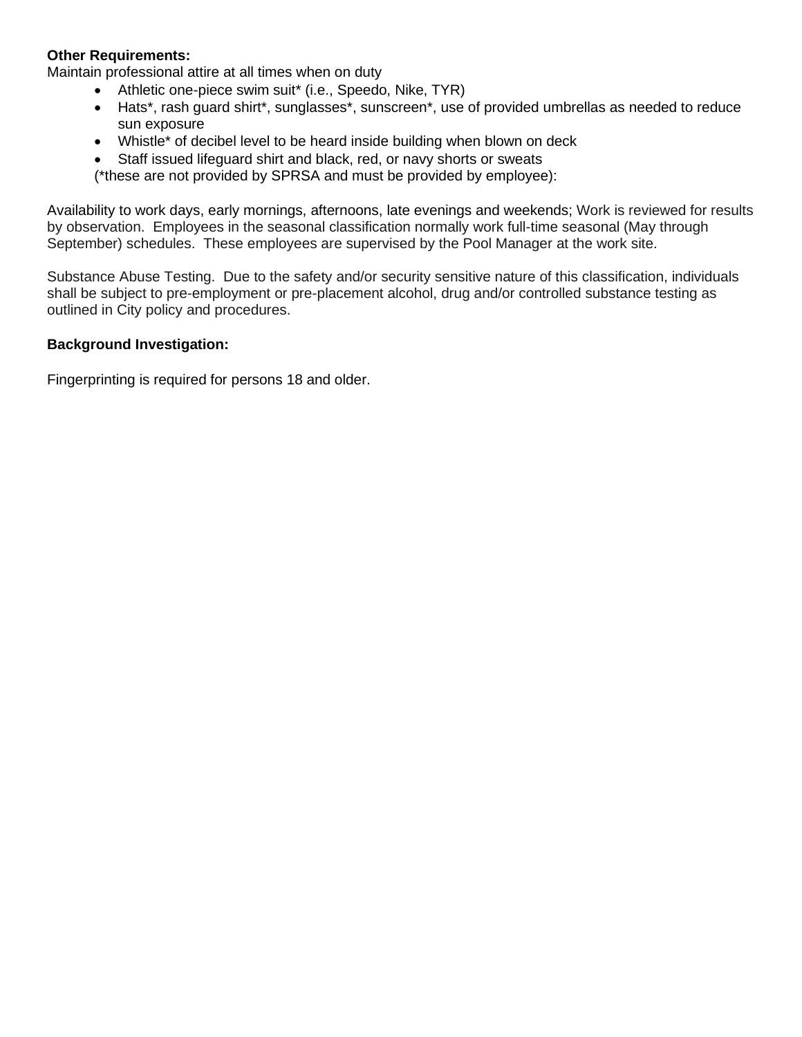**Other Requirements:**
Maintain professional attire at all times when on duty

- Athletic one-piece swim suit* (i.e., Speedo, Nike, TYR)
- Hats*, rash guard shirt*, sunglasses*, sunscreen*, use of provided umbrellas as needed to reduce sun exposure
- Whistle* of decibel level to be heard inside building when blown on deck
- Staff issued lifeguard shirt and black, red, or navy shorts or sweats

(*these are not provided by SPRSA and must be provided by employee):

Availability to work days, early mornings, afternoons, late evenings and weekends; Work is reviewed for results by observation. Employees in the seasonal classification normally work full-time seasonal (May through September) schedules. These employees are supervised by the Pool Manager at the work site.

Substance Abuse Testing. Due to the safety and/or security sensitive nature of this classification, individuals shall be subject to pre-employment or pre-placement alcohol, drug and/or controlled substance testing as outlined in City policy and procedures.

**Background Investigation:**

Fingerprinting is required for persons 18 and older.